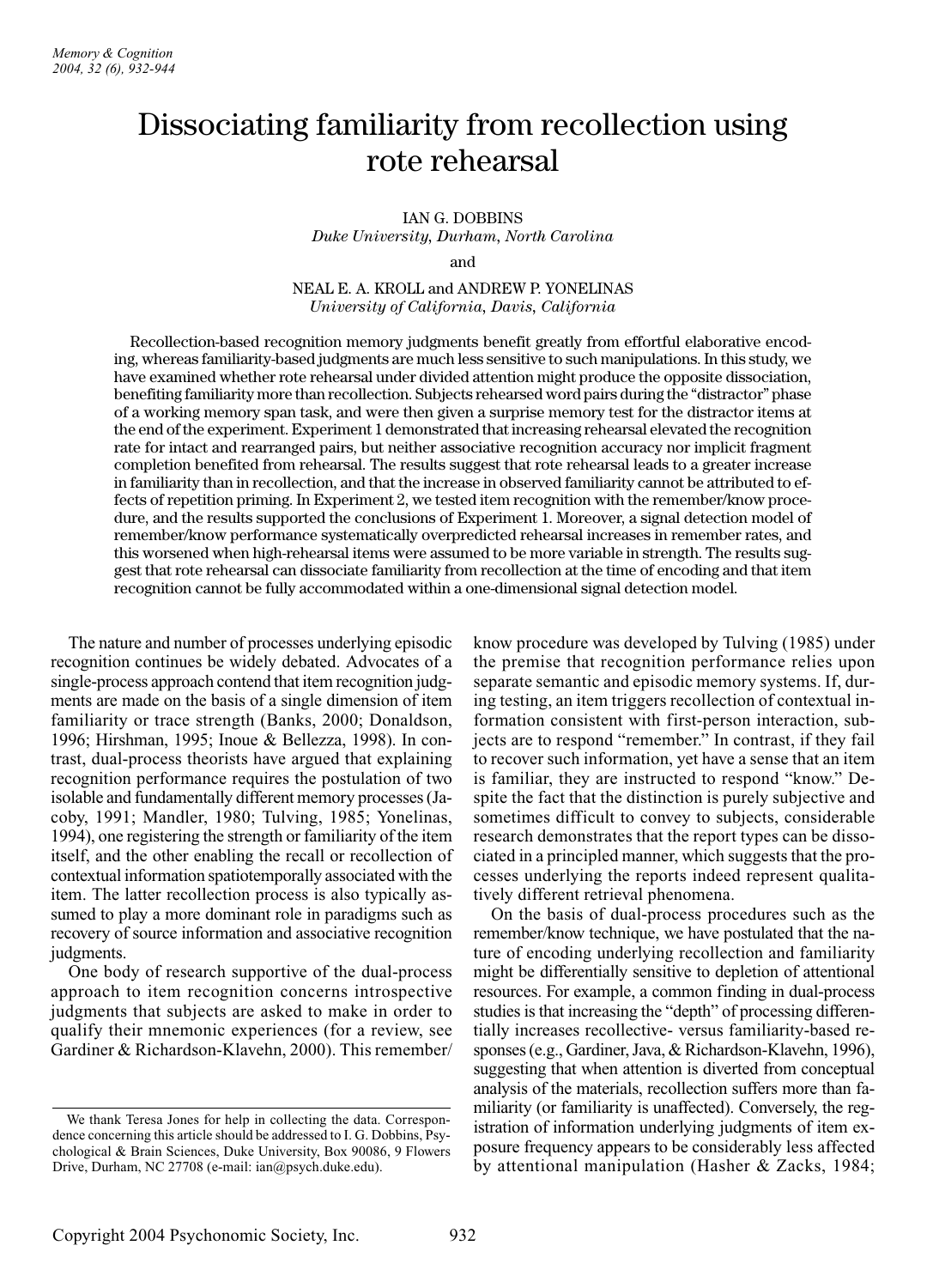# Dissociating familiarity from recollection using rote rehearsal

IAN G. DOBBINS
*Duke University, Durham, North Carolina*

and

NEAL E. A. KROLL and ANDREW P. YONELINAS
*University of California, Davis, California*

Recollection-based recognition memory judgments benefit greatly from effortful elaborative encoding, whereas familiarity-based judgments are much less sensitive to such manipulations. In this study, we have examined whether rote rehearsal under divided attention might produce the opposite dissociation, benefiting familiarity more than recollection. Subjects rehearsed word pairs during the "distractor" phase of a working memory span task, and were then given a surprise memory test for the distractor items at the end of the experiment. Experiment 1 demonstrated that increasing rehearsal elevated the recognition rate for intact and rearranged pairs, but neither associative recognition accuracy nor implicit fragment completion benefited from rehearsal. The results suggest that rote rehearsal leads to a greater increase in familiarity than in recollection, and that the increase in observed familiarity cannot be attributed to effects of repetition priming. In Experiment 2, we tested item recognition with the remember/know procedure, and the results supported the conclusions of Experiment 1. Moreover, a signal detection model of remember/know performance systematically overpredicted rehearsal increases in remember rates, and this worsened when high-rehearsal items were assumed to be more variable in strength. The results suggest that rote rehearsal can dissociate familiarity from recollection at the time of encoding and that item recognition cannot be fully accommodated within a one-dimensional signal detection model.

The nature and number of processes underlying episodic recognition continues be widely debated. Advocates of a single-process approach contend that item recognition judgments are made on the basis of a single dimension of item familiarity or trace strength (Banks, 2000; Donaldson, 1996; Hirshman, 1995; Inoue & Bellezza, 1998). In contrast, dual-process theorists have argued that explaining recognition performance requires the postulation of two isolable and fundamentally different memory processes (Jacoby, 1991; Mandler, 1980; Tulving, 1985; Yonelinas, 1994), one registering the strength or familiarity of the item itself, and the other enabling the recall or recollection of contextual information spatiotemporally associated with the item. The latter recollection process is also typically assumed to play a more dominant role in paradigms such as recovery of source information and associative recognition judgments.

One body of research supportive of the dual-process approach to item recognition concerns introspective judgments that subjects are asked to make in order to qualify their mnemonic experiences (for a review, see Gardiner & Richardson-Klavehn, 2000). This remember/know procedure was developed by Tulving (1985) under the premise that recognition performance relies upon separate semantic and episodic memory systems. If, during testing, an item triggers recollection of contextual information consistent with first-person interaction, subjects are to respond "remember." In contrast, if they fail to recover such information, yet have a sense that an item is familiar, they are instructed to respond "know." Despite the fact that the distinction is purely subjective and sometimes difficult to convey to subjects, considerable research demonstrates that the report types can be dissociated in a principled manner, which suggests that the processes underlying the reports indeed represent qualitatively different retrieval phenomena.

On the basis of dual-process procedures such as the remember/know technique, we have postulated that the nature of encoding underlying recollection and familiarity might be differentially sensitive to depletion of attentional resources. For example, a common finding in dual-process studies is that increasing the "depth" of processing differentially increases recollective- versus familiarity-based responses (e.g., Gardiner, Java, & Richardson-Klavehn, 1996), suggesting that when attention is diverted from conceptual analysis of the materials, recollection suffers more than familiarity (or familiarity is unaffected). Conversely, the registration of information underlying judgments of item exposure frequency appears to be considerably less affected by attentional manipulation (Hasher & Zacks, 1984;

We thank Teresa Jones for help in collecting the data. Correspondence concerning this article should be addressed to I. G. Dobbins, Psychological & Brain Sciences, Duke University, Box 90086, 9 Flowers Drive, Durham, NC 27708 (e-mail: ian@psych.duke.edu).

Copyright 2004 Psychonomic Society, Inc.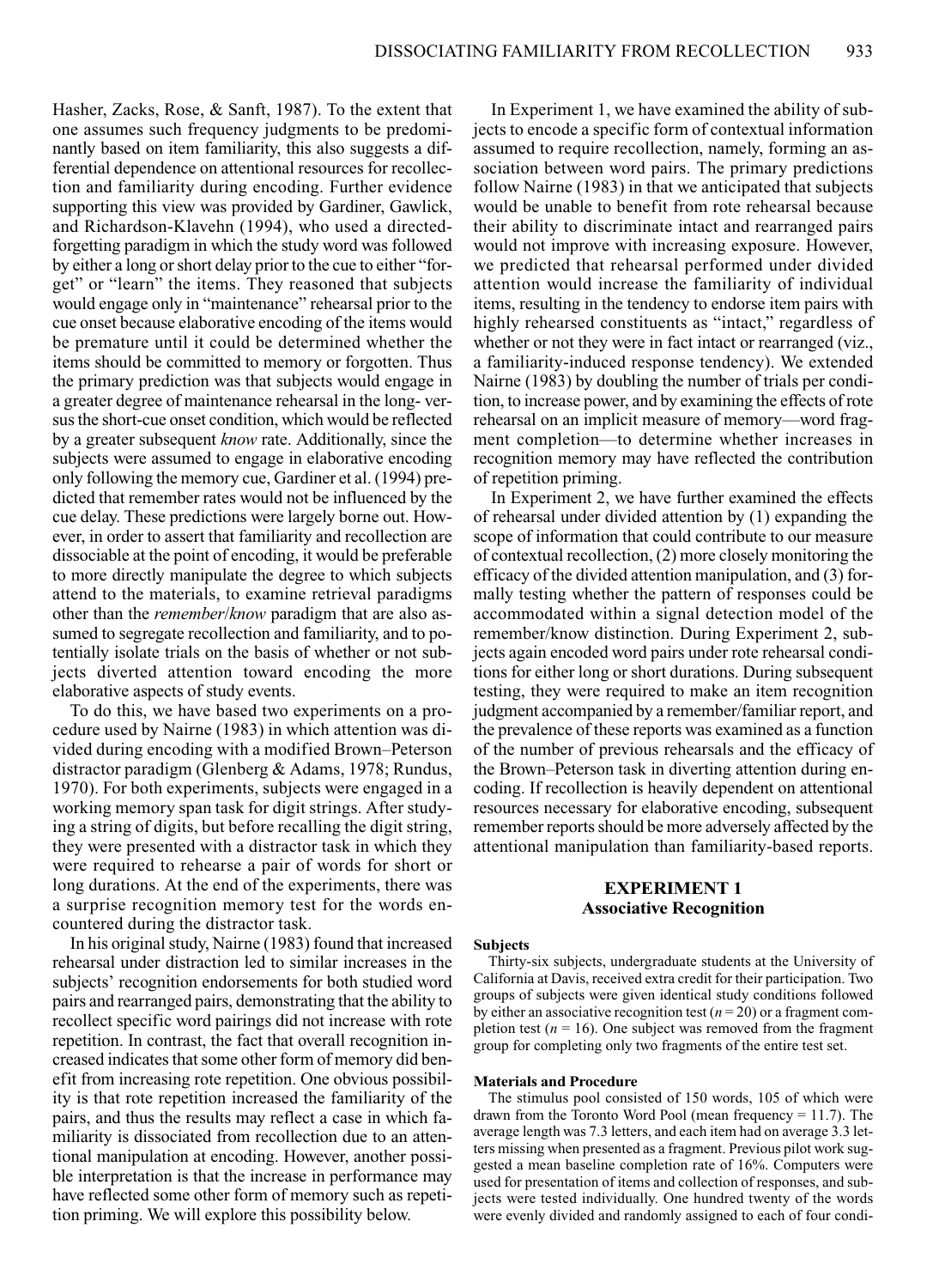Hasher, Zacks, Rose, & Sanft, 1987). To the extent that one assumes such frequency judgments to be predominantly based on item familiarity, this also suggests a differential dependence on attentional resources for recollection and familiarity during encoding. Further evidence supporting this view was provided by Gardiner, Gawlick, and Richardson-Klavehn (1994), who used a directed-forgetting paradigm in which the study word was followed by either a long or short delay prior to the cue to either "forget" or "learn" the items. They reasoned that subjects would engage only in "maintenance" rehearsal prior to the cue onset because elaborative encoding of the items would be premature until it could be determined whether the items should be committed to memory or forgotten. Thus the primary prediction was that subjects would engage in a greater degree of maintenance rehearsal in the long- versus the short-cue onset condition, which would be reflected by a greater subsequent *know* rate. Additionally, since the subjects were assumed to engage in elaborative encoding only following the memory cue, Gardiner et al. (1994) predicted that remember rates would not be influenced by the cue delay. These predictions were largely borne out. However, in order to assert that familiarity and recollection are dissociable at the point of encoding, it would be preferable to more directly manipulate the degree to which subjects attend to the materials, to examine retrieval paradigms other than the *remember*/*know* paradigm that are also assumed to segregate recollection and familiarity, and to potentially isolate trials on the basis of whether or not subjects diverted attention toward encoding the more elaborative aspects of study events.

To do this, we have based two experiments on a procedure used by Nairne (1983) in which attention was divided during encoding with a modified Brown–Peterson distractor paradigm (Glenberg & Adams, 1978; Rundus, 1970). For both experiments, subjects were engaged in a working memory span task for digit strings. After studying a string of digits, but before recalling the digit string, they were presented with a distractor task in which they were required to rehearse a pair of words for short or long durations. At the end of the experiments, there was a surprise recognition memory test for the words encountered during the distractor task.

In his original study, Nairne (1983) found that increased rehearsal under distraction led to similar increases in the subjects' recognition endorsements for both studied word pairs and rearranged pairs, demonstrating that the ability to recollect specific word pairings did not increase with rote repetition. In contrast, the fact that overall recognition increased indicates that some other form of memory did benefit from increasing rote repetition. One obvious possibility is that rote repetition increased the familiarity of the pairs, and thus the results may reflect a case in which familiarity is dissociated from recollection due to an attentional manipulation at encoding. However, another possible interpretation is that the increase in performance may have reflected some other form of memory such as repetition priming. We will explore this possibility below.

In Experiment 1, we have examined the ability of subjects to encode a specific form of contextual information assumed to require recollection, namely, forming an association between word pairs. The primary predictions follow Nairne (1983) in that we anticipated that subjects would be unable to benefit from rote rehearsal because their ability to discriminate intact and rearranged pairs would not improve with increasing exposure. However, we predicted that rehearsal performed under divided attention would increase the familiarity of individual items, resulting in the tendency to endorse item pairs with highly rehearsed constituents as "intact," regardless of whether or not they were in fact intact or rearranged (viz., a familiarity-induced response tendency). We extended Nairne (1983) by doubling the number of trials per condition, to increase power, and by examining the effects of rote rehearsal on an implicit measure of memory—word fragment completion—to determine whether increases in recognition memory may have reflected the contribution of repetition priming.

In Experiment 2, we have further examined the effects of rehearsal under divided attention by (1) expanding the scope of information that could contribute to our measure of contextual recollection, (2) more closely monitoring the efficacy of the divided attention manipulation, and (3) formally testing whether the pattern of responses could be accommodated within a signal detection model of the remember/know distinction. During Experiment 2, subjects again encoded word pairs under rote rehearsal conditions for either long or short durations. During subsequent testing, they were required to make an item recognition judgment accompanied by a remember/familiar report, and the prevalence of these reports was examined as a function of the number of previous rehearsals and the efficacy of the Brown–Peterson task in diverting attention during encoding. If recollection is heavily dependent on attentional resources necessary for elaborative encoding, subsequent remember reports should be more adversely affected by the attentional manipulation than familiarity-based reports.

## EXPERIMENT 1
## Associative Recognition

### Subjects

Thirty-six subjects, undergraduate students at the University of California at Davis, received extra credit for their participation. Two groups of subjects were given identical study conditions followed by either an associative recognition test ($n = 20$) or a fragment completion test ($n = 16$). One subject was removed from the fragment group for completing only two fragments of the entire test set.

### Materials and Procedure

The stimulus pool consisted of 150 words, 105 of which were drawn from the Toronto Word Pool (mean frequency = 11.7). The average length was 7.3 letters, and each item had on average 3.3 letters missing when presented as a fragment. Previous pilot work suggested a mean baseline completion rate of 16%. Computers were used for presentation of items and collection of responses, and subjects were tested individually. One hundred twenty of the words were evenly divided and randomly assigned to each of four condi-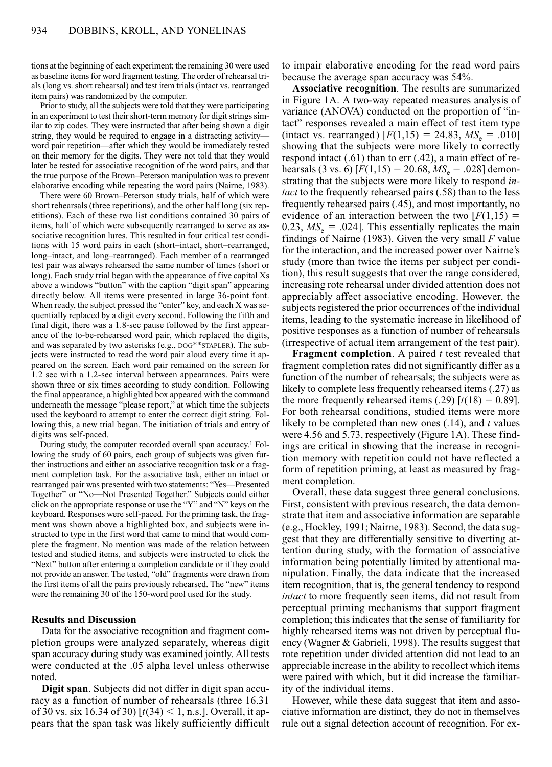tions at the beginning of each experiment; the remaining 30 were used as baseline items for word fragment testing. The order of rehearsal trials (long vs. short rehearsal) and test item trials (intact vs. rearranged item pairs) was randomized by the computer.

Prior to study, all the subjects were told that they were participating in an experiment to test their short-term memory for digit strings similar to zip codes. They were instructed that after being shown a digit string, they would be required to engage in a distracting activity—word pair repetition—after which they would be immediately tested on their memory for the digits. They were not told that they would later be tested for associative recognition of the word pairs, and that the true purpose of the Brown–Peterson manipulation was to prevent elaborative encoding while repeating the word pairs (Nairne, 1983).

There were 60 Brown–Peterson study trials, half of which were short rehearsals (three repetitions), and the other half long (six repetitions). Each of these two list conditions contained 30 pairs of items, half of which were subsequently rearranged to serve as associative recognition lures. This resulted in four critical test conditions with 15 word pairs in each (short–intact, short–rearranged, long–intact, and long–rearranged). Each member of a rearranged test pair was always rehearsed the same number of times (short or long). Each study trial began with the appearance of five capital Xs above a windows "button" with the caption "digit span" appearing directly below. All items were presented in large 36-point font. When ready, the subject pressed the "enter" key, and each X was sequentially replaced by a digit every second. Following the fifth and final digit, there was a 1.8-sec pause followed by the first appearance of the to-be-rehearsed word pair, which replaced the digits, and was separated by two asterisks (e.g., DOG**STAPLER). The subjects were instructed to read the word pair aloud every time it appeared on the screen. Each word pair remained on the screen for 1.2 sec with a 1.2-sec interval between appearances. Pairs were shown three or six times according to study condition. Following the final appearance, a highlighted box appeared with the command underneath the message "please report," at which time the subjects used the keyboard to attempt to enter the correct digit string. Following this, a new trial began. The initiation of trials and entry of digits was self-paced.

During study, the computer recorded overall span accuracy.[1] Following the study of 60 pairs, each group of subjects was given further instructions and either an associative recognition task or a fragment completion task. For the associative task, either an intact or rearranged pair was presented with two statements: "Yes—Presented Together" or "No—Not Presented Together." Subjects could either click on the appropriate response or use the "Y" and "N" keys on the keyboard. Responses were self-paced. For the priming task, the fragment was shown above a highlighted box, and subjects were instructed to type in the first word that came to mind that would complete the fragment. No mention was made of the relation between tested and studied items, and subjects were instructed to click the "Next" button after entering a completion candidate or if they could not provide an answer. The tested, "old" fragments were drawn from the first items of all the pairs previously rehearsed. The "new" items were the remaining 30 of the 150-word pool used for the study.

## Results and Discussion

Data for the associative recognition and fragment completion groups were analyzed separately, whereas digit span accuracy during study was examined jointly. All tests were conducted at the .05 alpha level unless otherwise noted.

**Digit span**. Subjects did not differ in digit span accuracy as a function of number of rehearsals (three 16.31 of 30 vs. six 16.34 of 30) [$t(34) < 1$, n.s.]. Overall, it appears that the span task was likely sufficiently difficult to impair elaborative encoding for the read word pairs because the average span accuracy was 54%.

**Associative recognition**. The results are summarized in Figure 1A. A two-way repeated measures analysis of variance (ANOVA) conducted on the proportion of "intact" responses revealed a main effect of test item type (intact vs. rearranged) [$F(1,15) = 24.83$, $MS_e = .010$] showing that the subjects were more likely to correctly respond intact (.61) than to err (.42), a main effect of rehearsals (3 vs. 6) [$F(1,15) = 20.68$, $MS_e = .028$] demonstrating that the subjects were more likely to respond *intact* to the frequently rehearsed pairs (.58) than to the less frequently rehearsed pairs (.45), and most importantly, no evidence of an interaction between the two [$F(1,15) = 0.23$, $MS_e = .024$]. This essentially replicates the main findings of Nairne (1983). Given the very small $F$ value for the interaction, and the increased power over Nairne's study (more than twice the items per subject per condition), this result suggests that over the range considered, increasing rote rehearsal under divided attention does not appreciably affect associative encoding. However, the subjects registered the prior occurrences of the individual items, leading to the systematic increase in likelihood of positive responses as a function of number of rehearsals (irrespective of actual item arrangement of the test pair).

**Fragment completion**. A paired $t$ test revealed that fragment completion rates did not significantly differ as a function of the number of rehearsals; the subjects were as likely to complete less frequently rehearsed items (.27) as the more frequently rehearsed items (.29) [$t(18) = 0.89$]. For both rehearsal conditions, studied items were more likely to be completed than new ones (.14), and $t$ values were 4.56 and 5.73, respectively (Figure 1A). These findings are critical in showing that the increase in recognition memory with repetition could not have reflected a form of repetition priming, at least as measured by fragment completion.

Overall, these data suggest three general conclusions. First, consistent with previous research, the data demonstrate that item and associative information are separable (e.g., Hockley, 1991; Nairne, 1983). Second, the data suggest that they are differentially sensitive to diverting attention during study, with the formation of associative information being potentially limited by attentional manipulation. Finally, the data indicate that the increased item recognition, that is, the general tendency to respond *intact* to more frequently seen items, did not result from perceptual priming mechanisms that support fragment completion; this indicates that the sense of familiarity for highly rehearsed items was not driven by perceptual fluency (Wagner & Gabrieli, 1998). The results suggest that rote repetition under divided attention did not lead to an appreciable increase in the ability to recollect which items were paired with which, but it did increase the familiarity of the individual items.

However, while these data suggest that item and associative information are distinct, they do not in themselves rule out a signal detection account of recognition. For ex-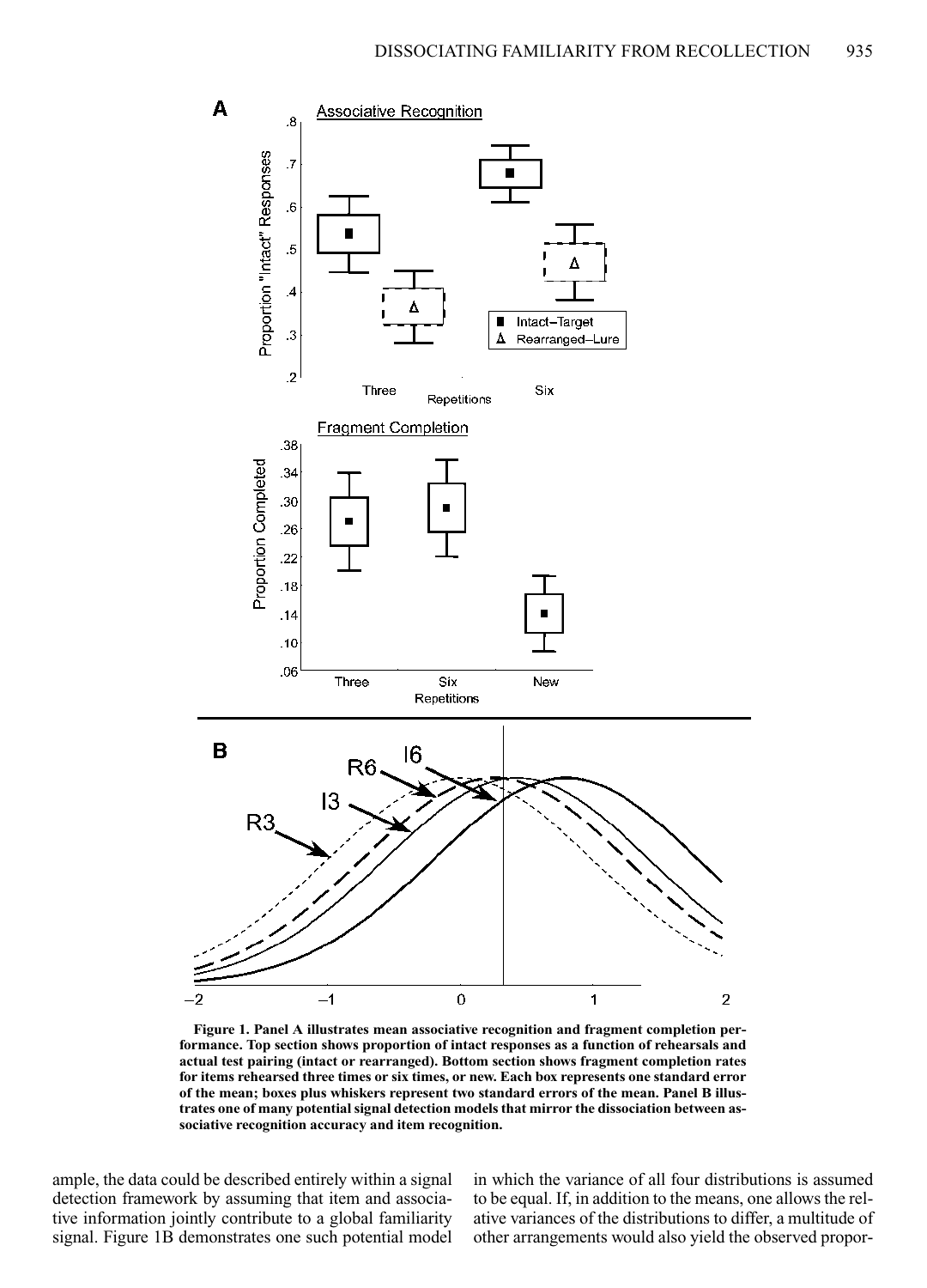**Figure 1. Panel A illustrates mean associative recognition and fragment completion performance. Top section shows proportion of intact responses as a function of rehearsals and actual test pairing (intact or rearranged). Bottom section shows fragment completion rates for items rehearsed three times or six times, or new. Each box represents one standard error of the mean; boxes plus whiskers represent two standard errors of the mean. Panel B illustrates one of many potential signal detection models that mirror the dissociation between associative recognition accuracy and item recognition.**

ample, the data could be described entirely within a signal detection framework by assuming that item and associative information jointly contribute to a global familiarity signal. Figure 1B demonstrates one such potential model in which the variance of all four distributions is assumed to be equal. If, in addition to the means, one allows the relative variances of the distributions to differ, a multitude of other arrangements would also yield the observed propor-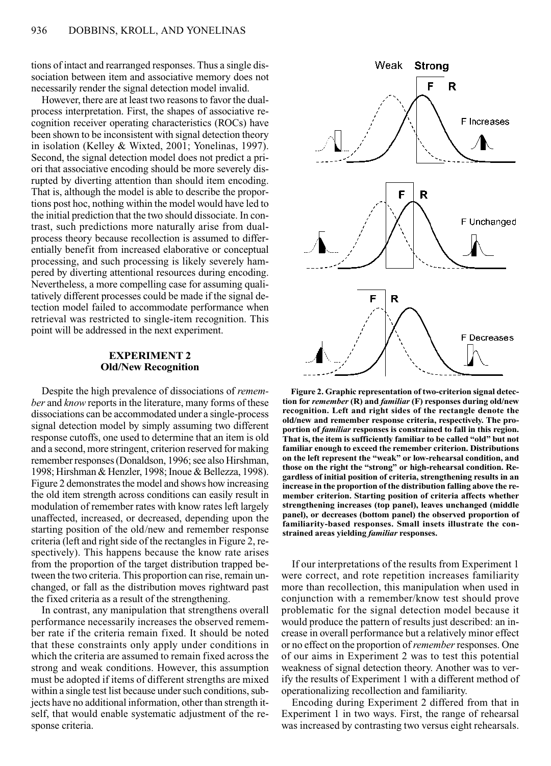tions of intact and rearranged responses. Thus a single dissociation between item and associative memory does not necessarily render the signal detection model invalid.

However, there are at least two reasons to favor the dual-process interpretation. First, the shapes of associative recognition receiver operating characteristics (ROCs) have been shown to be inconsistent with signal detection theory in isolation (Kelley & Wixted, 2001; Yonelinas, 1997). Second, the signal detection model does not predict a priori that associative encoding should be more severely disrupted by diverting attention than should item encoding. That is, although the model is able to describe the proportions post hoc, nothing within the model would have led to the initial prediction that the two should dissociate. In contrast, such predictions more naturally arise from dual-process theory because recollection is assumed to differentially benefit from increased elaborative or conceptual processing, and such processing is likely severely hampered by diverting attentional resources during encoding. Nevertheless, a more compelling case for assuming qualitatively different processes could be made if the signal detection model failed to accommodate performance when retrieval was restricted to single-item recognition. This point will be addressed in the next experiment.

## EXPERIMENT 2
### Old/New Recognition

Despite the high prevalence of dissociations of *remember* and *know* reports in the literature, many forms of these dissociations can be accommodated under a single-process signal detection model by simply assuming two different response cutoffs, one used to determine that an item is old and a second, more stringent, criterion reserved for making remember responses (Donaldson, 1996; see also Hirshman, 1998; Hirshman & Henzler, 1998; Inoue & Bellezza, 1998). Figure 2 demonstrates the model and shows how increasing the old item strength across conditions can easily result in modulation of remember rates with know rates left largely unaffected, increased, or decreased, depending upon the starting position of the old/new and remember response criteria (left and right side of the rectangles in Figure 2, respectively). This happens because the know rate arises from the proportion of the target distribution trapped between the two criteria. This proportion can rise, remain unchanged, or fall as the distribution moves rightward past the fixed criteria as a result of the strengthening.

In contrast, any manipulation that strengthens overall performance necessarily increases the observed remember rate if the criteria remain fixed. It should be noted that these constraints only apply under conditions in which the criteria are assumed to remain fixed across the strong and weak conditions. However, this assumption must be adopted if items of different strengths are mixed within a single test list because under such conditions, subjects have no additional information, other than strength itself, that would enable systematic adjustment of the response criteria.

Weak Strong

F R

F Increases

F R

F Unchanged

F R

F Decreases

**Figure 2. Graphic representation of two-criterion signal detection for *remember* (R) and *familiar* (F) responses during old/new recognition. Left and right sides of the rectangle denote the old/new and remember response criteria, respectively. The proportion of *familiar* responses is constrained to fall in this region. That is, the item is sufficiently familiar to be called "old" but not familiar enough to exceed the remember criterion. Distributions on the left represent the "weak" or low-rehearsal condition, and those on the right the "strong" or high-rehearsal condition. Regardless of initial position of criteria, strengthening results in an increase in the proportion of the distribution falling above the remember criterion. Starting position of criteria affects whether strengthening increases (top panel), leaves unchanged (middle panel), or decreases (bottom panel) the observed proportion of familiarity-based responses. Small insets illustrate the constrained areas yielding *familiar* responses.**

If our interpretations of the results from Experiment 1 were correct, and rote repetition increases familiarity more than recollection, this manipulation when used in conjunction with a remember/know test should prove problematic for the signal detection model because it would produce the pattern of results just described: an increase in overall performance but a relatively minor effect or no effect on the proportion of *remember* responses. One of our aims in Experiment 2 was to test this potential weakness of signal detection theory. Another was to verify the results of Experiment 1 with a different method of operationalizing recollection and familiarity.

Encoding during Experiment 2 differed from that in Experiment 1 in two ways. First, the range of rehearsal was increased by contrasting two versus eight rehearsals.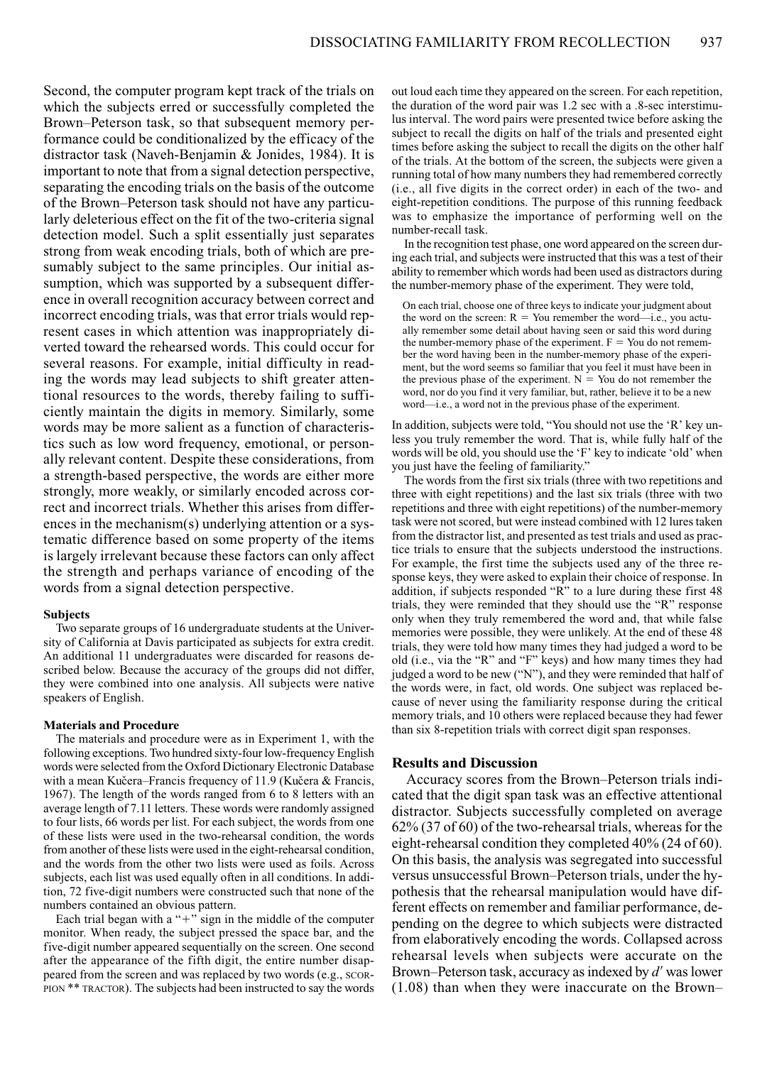Second, the computer program kept track of the trials on which the subjects erred or successfully completed the Brown–Peterson task, so that subsequent memory performance could be conditionalized by the efficacy of the distractor task (Naveh-Benjamin & Jonides, 1984). It is important to note that from a signal detection perspective, separating the encoding trials on the basis of the outcome of the Brown–Peterson task should not have any particularly deleterious effect on the fit of the two-criteria signal detection model. Such a split essentially just separates strong from weak encoding trials, both of which are presumably subject to the same principles. Our initial assumption, which was supported by a subsequent difference in overall recognition accuracy between correct and incorrect encoding trials, was that error trials would represent cases in which attention was inappropriately diverted toward the rehearsed words. This could occur for several reasons. For example, initial difficulty in reading the words may lead subjects to shift greater attentional resources to the words, thereby failing to sufficiently maintain the digits in memory. Similarly, some words may be more salient as a function of characteristics such as low word frequency, emotional, or personally relevant content. Despite these considerations, from a strength-based perspective, the words are either more strongly, more weakly, or similarly encoded across correct and incorrect trials. Whether this arises from differences in the mechanism(s) underlying attention or a systematic difference based on some property of the items is largely irrelevant because these factors can only affect the strength and perhaps variance of encoding of the words from a signal detection perspective.

### Subjects

Two separate groups of 16 undergraduate students at the University of California at Davis participated as subjects for extra credit. An additional 11 undergraduates were discarded for reasons described below. Because the accuracy of the groups did not differ, they were combined into one analysis. All subjects were native speakers of English.

### Materials and Procedure

The materials and procedure were as in Experiment 1, with the following exceptions. Two hundred sixty-four low-frequency English words were selected from the Oxford Dictionary Electronic Database with a mean Kučera–Francis frequency of 11.9 (Kučera & Francis, 1967). The length of the words ranged from 6 to 8 letters with an average length of 7.11 letters. These words were randomly assigned to four lists, 66 words per list. For each subject, the words from one of these lists were used in the two-rehearsal condition, the words from another of these lists were used in the eight-rehearsal condition, and the words from the other two lists were used as foils. Across subjects, each list was used equally often in all conditions. In addition, 72 five-digit numbers were constructed such that none of the numbers contained an obvious pattern.

Each trial began with a "+" sign in the middle of the computer monitor. When ready, the subject pressed the space bar, and the five-digit number appeared sequentially on the screen. One second after the appearance of the fifth digit, the entire number disappeared from the screen and was replaced by two words (e.g., SCORPION ** TRACTOR). The subjects had been instructed to say the words out loud each time they appeared on the screen. For each repetition, the duration of the word pair was 1.2 sec with a .8-sec interstimulus interval. The word pairs were presented twice before asking the subject to recall the digits on half of the trials and presented eight times before asking the subject to recall the digits on the other half of the trials. At the bottom of the screen, the subjects were given a running total of how many numbers they had remembered correctly (i.e., all five digits in the correct order) in each of the two- and eight-repetition conditions. The purpose of this running feedback was to emphasize the importance of performing well on the number-recall task.

In the recognition test phase, one word appeared on the screen during each trial, and subjects were instructed that this was a test of their ability to remember which words had been used as distractors during the number-memory phase of the experiment. They were told,

> On each trial, choose one of three keys to indicate your judgment about the word on the screen: R = You remember the word—i.e., you actually remember some detail about having seen or said this word during the number-memory phase of the experiment. F = You do not remember the word having been in the number-memory phase of the experiment, but the word seems so familiar that you feel it must have been in the previous phase of the experiment. N = You do not remember the word, nor do you find it very familiar, but, rather, believe it to be a new word—i.e., a word not in the previous phase of the experiment.

In addition, subjects were told, "You should not use the 'R' key unless you truly remember the word. That is, while fully half of the words will be old, you should use the 'F' key to indicate 'old' when you just have the feeling of familiarity."

The words from the first six trials (three with two repetitions and three with eight repetitions) and the last six trials (three with two repetitions and three with eight repetitions) of the number-memory task were not scored, but were instead combined with 12 lures taken from the distractor list, and presented as test trials and used as practice trials to ensure that the subjects understood the instructions. For example, the first time the subjects used any of the three response keys, they were asked to explain their choice of response. In addition, if subjects responded "R" to a lure during these first 48 trials, they were reminded that they should use the "R" response only when they truly remembered the word and, that while false memories were possible, they were unlikely. At the end of these 48 trials, they were told how many times they had judged a word to be old (i.e., via the "R" and "F" keys) and how many times they had judged a word to be new ("N"), and they were reminded that half of the words were, in fact, old words. One subject was replaced because of never using the familiarity response during the critical memory trials, and 10 others were replaced because they had fewer than six 8-repetition trials with correct digit span responses.

## Results and Discussion

Accuracy scores from the Brown–Peterson trials indicated that the digit span task was an effective attentional distractor. Subjects successfully completed on average 62% (37 of 60) of the two-rehearsal trials, whereas for the eight-rehearsal condition they completed 40% (24 of 60). On this basis, the analysis was segregated into successful versus unsuccessful Brown–Peterson trials, under the hypothesis that the rehearsal manipulation would have different effects on remember and familiar performance, depending on the degree to which subjects were distracted from elaborately encoding the words. Collapsed across rehearsal levels when subjects were accurate on the Brown–Peterson task, accuracy as indexed by $d'$ was lower (1.08) than when they were inaccurate on the Brown–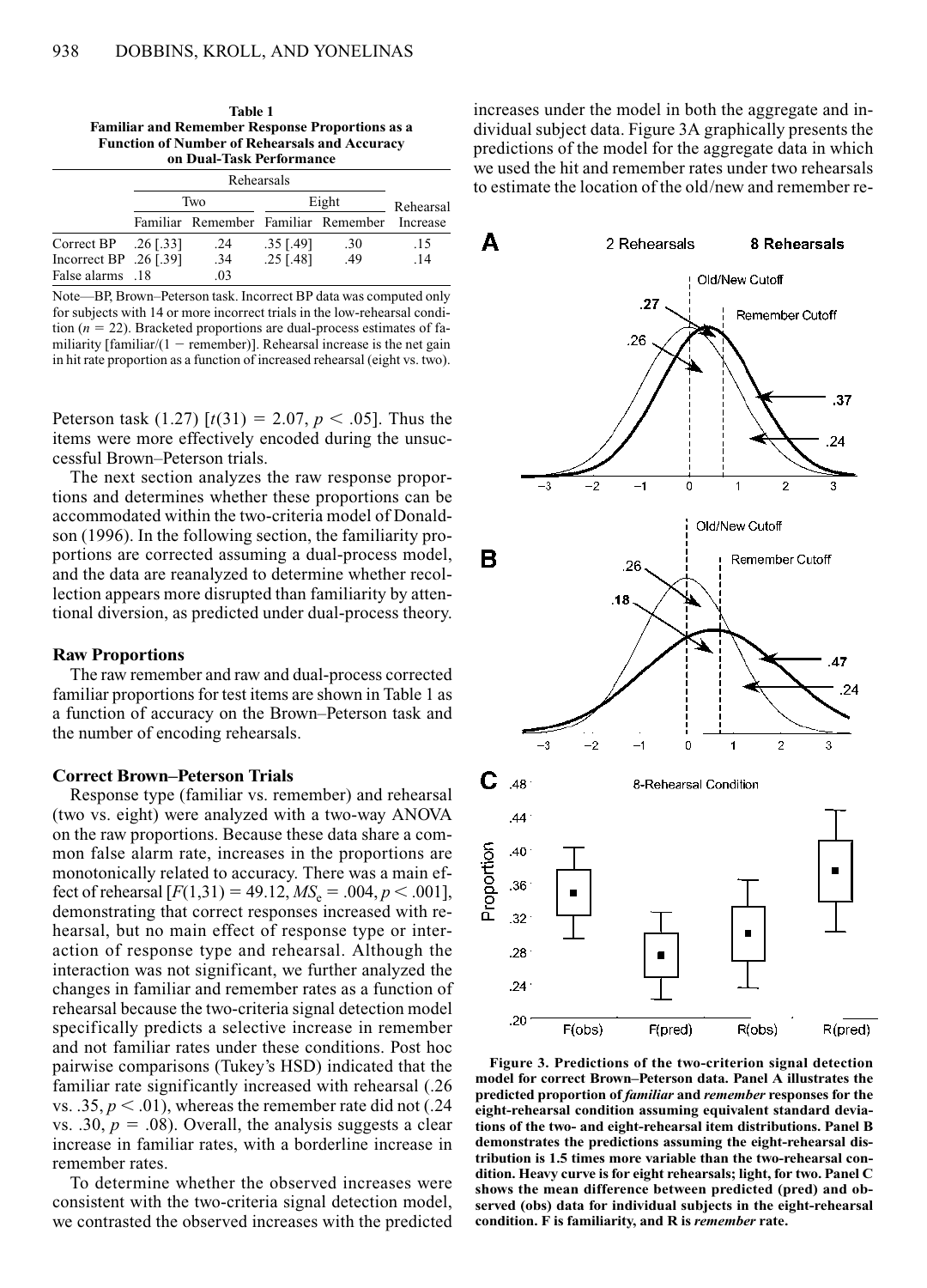**Table 1**
**Familiar and Remember Response Proportions as a Function of Number of Rehearsals and Accuracy on Dual-Task Performance**

| | Rehearsals | | | | |
|---|---|---|---|---|---|
| | Two | | Eight | | Rehearsal |
| | Familiar | Remember | Familiar | Remember | Increase |
| Correct BP | .26 [.33] | .24 | .35 [.49] | .30 | .15 |
| Incorrect BP | .26 [.39] | .34 | .25 [.48] | .49 | .14 |
| False alarms | .18 | .03 | | | |

Note—BP, Brown–Peterson task. Incorrect BP data was computed only for subjects with 14 or more incorrect trials in the low-rehearsal condition ($n = 22$). Bracketed proportions are dual-process estimates of familiarity [familiar/(1 − remember)]. Rehearsal increase is the net gain in hit rate proportion as a function of increased rehearsal (eight vs. two).

Peterson task (1.27) [$t(31) = 2.07, p < .05$]. Thus the items were more effectively encoded during the unsuccessful Brown–Peterson trials.

The next section analyzes the raw response proportions and determines whether these proportions can be accommodated within the two-criteria model of Donaldson (1996). In the following section, the familiarity proportions are corrected assuming a dual-process model, and the data are reanalyzed to determine whether recollection appears more disrupted than familiarity by attentional diversion, as predicted under dual-process theory.

## Raw Proportions

The raw remember and raw and dual-process corrected familiar proportions for test items are shown in Table 1 as a function of accuracy on the Brown–Peterson task and the number of encoding rehearsals.

## Correct Brown–Peterson Trials

Response type (familiar vs. remember) and rehearsal (two vs. eight) were analyzed with a two-way ANOVA on the raw proportions. Because these data share a common false alarm rate, increases in the proportions are monotonically related to accuracy. There was a main effect of rehearsal [$F(1,31) = 49.12$, $MS_e = .004$, $p < .001$], demonstrating that correct responses increased with rehearsal, but no main effect of response type or interaction of response type and rehearsal. Although the interaction was not significant, we further analyzed the changes in familiar and remember rates as a function of rehearsal because the two-criteria signal detection model specifically predicts a selective increase in remember and not familiar rates under these conditions. Post hoc pairwise comparisons (Tukey's HSD) indicated that the familiar rate significantly increased with rehearsal (.26 vs. .35, $p < .01$), whereas the remember rate did not (.24 vs. .30, $p = .08$). Overall, the analysis suggests a clear increase in familiar rates, with a borderline increase in remember rates.

To determine whether the observed increases were consistent with the two-criteria signal detection model, we contrasted the observed increases with the predicted increases under the model in both the aggregate and individual subject data. Figure 3A graphically presents the predictions of the model for the aggregate data in which we used the hit and remember rates under two rehearsals to estimate the location of the old/new and remember re-

**Figure 3. Predictions of the two-criterion signal detection model for correct Brown–Peterson data. Panel A illustrates the predicted proportion of *familiar* and *remember* responses for the eight-rehearsal condition assuming equivalent standard deviations of the two- and eight-rehearsal item distributions. Panel B demonstrates the predictions assuming the eight-rehearsal distribution is 1.5 times more variable than the two-rehearsal condition. Heavy curve is for eight rehearsals; light, for two. Panel C shows the mean difference between predicted (pred) and observed (obs) data for individual subjects in the eight-rehearsal condition. F is familiarity, and R is *remember* rate.**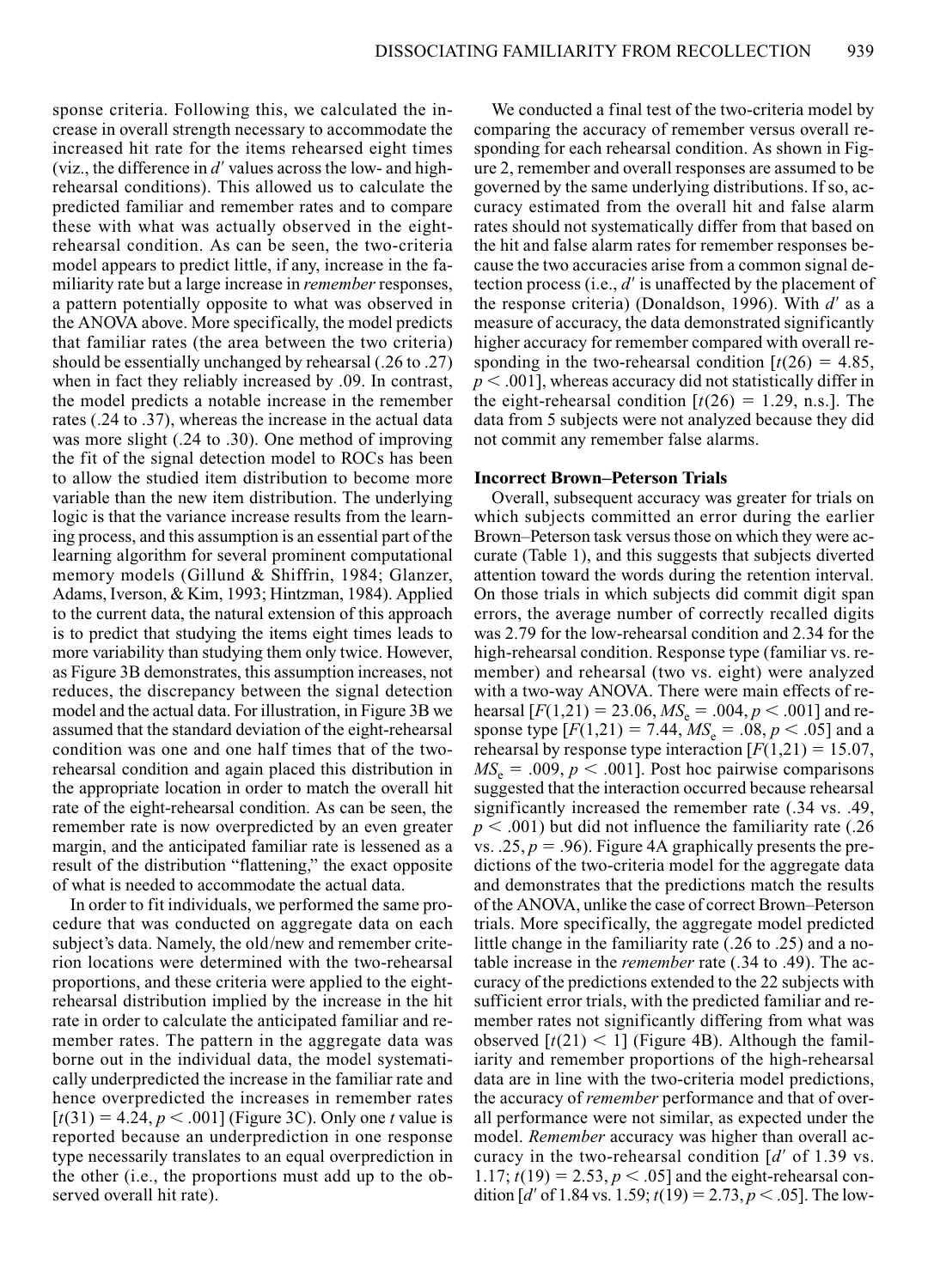sponse criteria. Following this, we calculated the increase in overall strength necessary to accommodate the increased hit rate for the items rehearsed eight times (viz., the difference in $d'$ values across the low- and high-rehearsal conditions). This allowed us to calculate the predicted familiar and remember rates and to compare these with what was actually observed in the eight-rehearsal condition. As can be seen, the two-criteria model appears to predict little, if any, increase in the familiarity rate but a large increase in *remember* responses, a pattern potentially opposite to what was observed in the ANOVA above. More specifically, the model predicts that familiar rates (the area between the two criteria) should be essentially unchanged by rehearsal (.26 to .27) when in fact they reliably increased by .09. In contrast, the model predicts a notable increase in the remember rates (.24 to .37), whereas the increase in the actual data was more slight (.24 to .30). One method of improving the fit of the signal detection model to ROCs has been to allow the studied item distribution to become more variable than the new item distribution. The underlying logic is that the variance increase results from the learning process, and this assumption is an essential part of the learning algorithm for several prominent computational memory models (Gillund & Shiffrin, 1984; Glanzer, Adams, Iverson, & Kim, 1993; Hintzman, 1984). Applied to the current data, the natural extension of this approach is to predict that studying the items eight times leads to more variability than studying them only twice. However, as Figure 3B demonstrates, this assumption increases, not reduces, the discrepancy between the signal detection model and the actual data. For illustration, in Figure 3B we assumed that the standard deviation of the eight-rehearsal condition was one and one half times that of the two-rehearsal condition and again placed this distribution in the appropriate location in order to match the overall hit rate of the eight-rehearsal condition. As can be seen, the remember rate is now overpredicted by an even greater margin, and the anticipated familiar rate is lessened as a result of the distribution "flattening," the exact opposite of what is needed to accommodate the actual data.

In order to fit individuals, we performed the same procedure that was conducted on aggregate data on each subject's data. Namely, the old/new and remember criterion locations were determined with the two-rehearsal proportions, and these criteria were applied to the eight-rehearsal distribution implied by the increase in the hit rate in order to calculate the anticipated familiar and remember rates. The pattern in the aggregate data was borne out in the individual data, the model systematically underpredicted the increase in the familiar rate and hence overpredicted the increases in remember rates [$t(31) = 4.24, p < .001$] (Figure 3C). Only one $t$ value is reported because an underprediction in one response type necessarily translates to an equal overprediction in the other (i.e., the proportions must add up to the observed overall hit rate).

We conducted a final test of the two-criteria model by comparing the accuracy of remember versus overall responding for each rehearsal condition. As shown in Figure 2, remember and overall responses are assumed to be governed by the same underlying distributions. If so, accuracy estimated from the overall hit and false alarm rates should not systematically differ from that based on the hit and false alarm rates for remember responses because the two accuracies arise from a common signal detection process (i.e., $d'$ is unaffected by the placement of the response criteria) (Donaldson, 1996). With $d'$ as a measure of accuracy, the data demonstrated significantly higher accuracy for remember compared with overall responding in the two-rehearsal condition [$t(26) = 4.85$, $p < .001$], whereas accuracy did not statistically differ in the eight-rehearsal condition [$t(26) = 1.29$, n.s.]. The data from 5 subjects were not analyzed because they did not commit any remember false alarms.

### Incorrect Brown–Peterson Trials

Overall, subsequent accuracy was greater for trials on which subjects committed an error during the earlier Brown–Peterson task versus those on which they were accurate (Table 1), and this suggests that subjects diverted attention toward the words during the retention interval. On those trials in which subjects did commit digit span errors, the average number of correctly recalled digits was 2.79 for the low-rehearsal condition and 2.34 for the high-rehearsal condition. Response type (familiar vs. remember) and rehearsal (two vs. eight) were analyzed with a two-way ANOVA. There were main effects of rehearsal [$F(1,21) = 23.06$, $MS_e = .004$, $p < .001$] and response type [$F(1,21) = 7.44$, $MS_e = .08$, $p < .05$] and a rehearsal by response type interaction [$F(1,21) = 15.07$, $MS_e = .009$, $p < .001$]. Post hoc pairwise comparisons suggested that the interaction occurred because rehearsal significantly increased the remember rate (.34 vs. .49, $p < .001$) but did not influence the familiarity rate (.26 vs. .25, $p = .96$). Figure 4A graphically presents the predictions of the two-criteria model for the aggregate data and demonstrates that the predictions match the results of the ANOVA, unlike the case of correct Brown–Peterson trials. More specifically, the aggregate model predicted little change in the familiarity rate (.26 to .25) and a notable increase in the *remember* rate (.34 to .49). The accuracy of the predictions extended to the 22 subjects with sufficient error trials, with the predicted familiar and remember rates not significantly differing from what was observed [$t(21) < 1$] (Figure 4B). Although the familiarity and remember proportions of the high-rehearsal data are in line with the two-criteria model predictions, the accuracy of *remember* performance and that of overall performance were not similar, as expected under the model. *Remember* accuracy was higher than overall accuracy in the two-rehearsal condition [$d'$ of 1.39 vs. 1.17; $t(19) = 2.53, p < .05$] and the eight-rehearsal condition [$d'$ of 1.84 vs. 1.59; $t(19) = 2.73, p < .05$]. The low-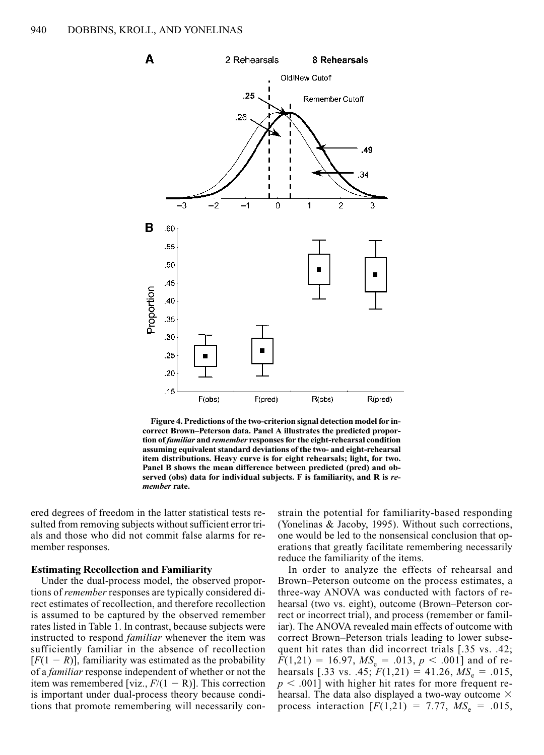**Figure 4. Predictions of the two-criterion signal detection model for incorrect Brown–Peterson data. Panel A illustrates the predicted proportion of *familiar* and *remember* responses for the eight-rehearsal condition assuming equivalent standard deviations of the two- and eight-rehearsal item distributions. Heavy curve is for eight rehearsals; light, for two. Panel B shows the mean difference between predicted (pred) and observed (obs) data for individual subjects. F is familiarity, and R is *remember* rate.**

ered degrees of freedom in the latter statistical tests resulted from removing subjects without sufficient error trials and those who did not commit false alarms for remember responses.

### Estimating Recollection and Familiarity

Under the dual-process model, the observed proportions of *remember* responses are typically considered direct estimates of recollection, and therefore recollection is assumed to be captured by the observed remember rates listed in Table 1. In contrast, because subjects were instructed to respond *familiar* whenever the item was sufficiently familiar in the absence of recollection [$F(1 - R)$], familiarity was estimated as the probability of a *familiar* response independent of whether or not the item was remembered [viz., $F/(1 - R)$]. This correction is important under dual-process theory because conditions that promote remembering will necessarily constrain the potential for familiarity-based responding (Yonelinas & Jacoby, 1995). Without such corrections, one would be led to the nonsensical conclusion that operations that greatly facilitate remembering necessarily reduce the familiarity of the items.

In order to analyze the effects of rehearsal and Brown–Peterson outcome on the process estimates, a three-way ANOVA was conducted with factors of rehearsal (two vs. eight), outcome (Brown–Peterson correct or incorrect trial), and process (remember or familiar). The ANOVA revealed main effects of outcome with correct Brown–Peterson trials leading to lower subsequent hit rates than did incorrect trials [.35 vs. .42; $F(1,21) = 16.97$, $MS_e = .013$, $p < .001$] and of rehearsals [.33 vs. .45; $F(1,21) = 41.26$, $MS_e = .015$, $p < .001$] with higher hit rates for more frequent rehearsal. The data also displayed a two-way outcome × process interaction [$F(1,21) = 7.77$, $MS_e = .015$,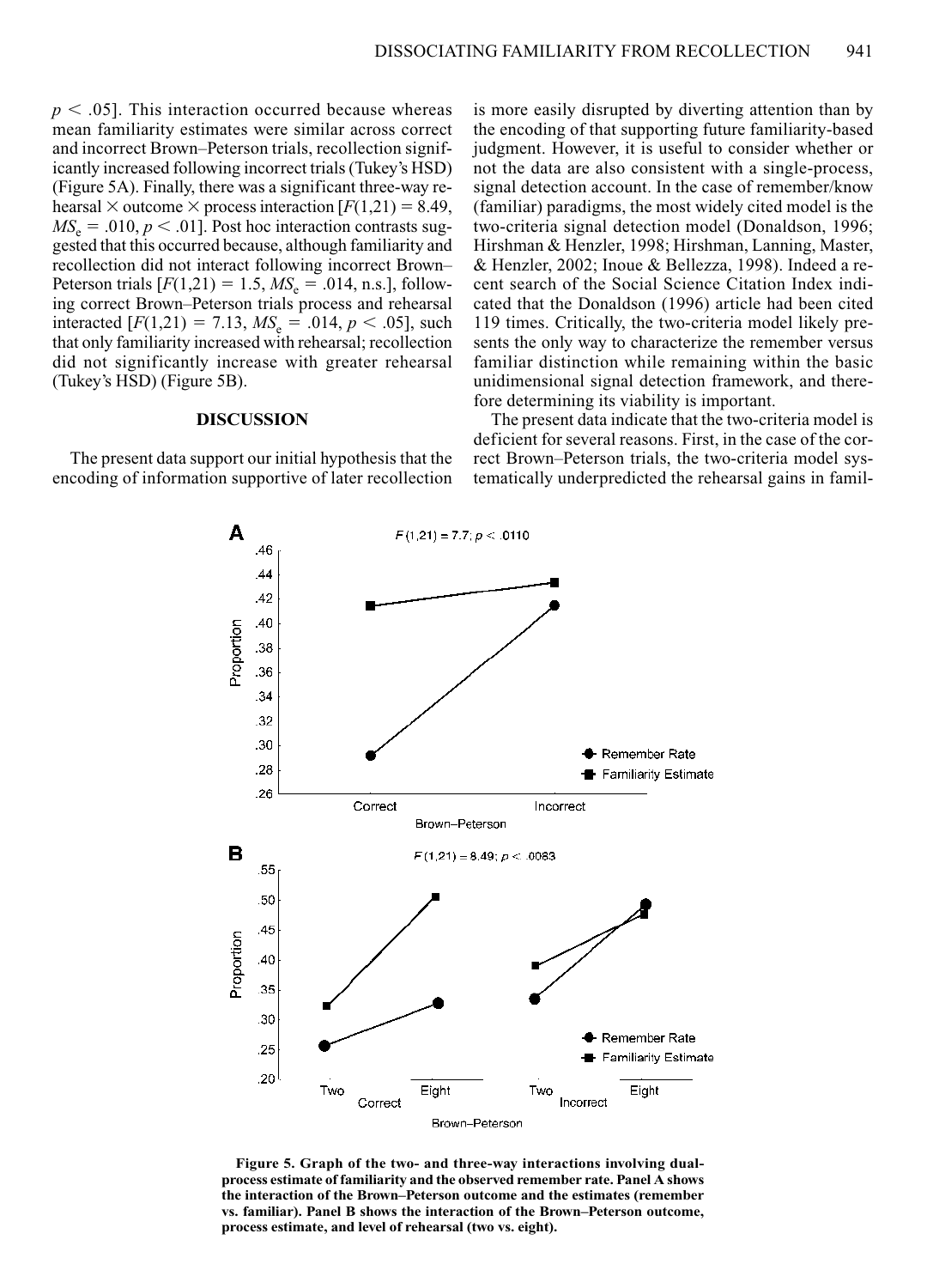$p < .05$]. This interaction occurred because whereas mean familiarity estimates were similar across correct and incorrect Brown–Peterson trials, recollection significantly increased following incorrect trials (Tukey's HSD) (Figure 5A). Finally, there was a significant three-way rehearsal × outcome × process interaction [$F(1,21) = 8.49$, $MS_e = .010$, $p < .01$]. Post hoc interaction contrasts suggested that this occurred because, although familiarity and recollection did not interact following incorrect Brown–Peterson trials [$F(1,21) = 1.5$, $MS_e = .014$, n.s.], following correct Brown–Peterson trials process and rehearsal interacted [$F(1,21) = 7.13$, $MS_e = .014$, $p < .05$], such that only familiarity increased with rehearsal; recollection did not significantly increase with greater rehearsal (Tukey's HSD) (Figure 5B).

## DISCUSSION

The present data support our initial hypothesis that the encoding of information supportive of later recollection is more easily disrupted by diverting attention than by the encoding of that supporting future familiarity-based judgment. However, it is useful to consider whether or not the data are also consistent with a single-process, signal detection account. In the case of remember/know (familiar) paradigms, the most widely cited model is the two-criteria signal detection model (Donaldson, 1996; Hirshman & Henzler, 1998; Hirshman, Lanning, Master, & Henzler, 2002; Inoue & Bellezza, 1998). Indeed a recent search of the Social Science Citation Index indicated that the Donaldson (1996) article had been cited 119 times. Critically, the two-criteria model likely presents the only way to characterize the remember versus familiar distinction while remaining within the basic unidimensional signal detection framework, and therefore determining its viability is important.

The present data indicate that the two-criteria model is deficient for several reasons. First, in the case of the correct Brown–Peterson trials, the two-criteria model systematically underpredicted the rehearsal gains in famil-

**Figure 5. Graph of the two- and three-way interactions involving dual-process estimate of familiarity and the observed remember rate. Panel A shows the interaction of the Brown–Peterson outcome and the estimates (remember vs. familiar). Panel B shows the interaction of the Brown–Peterson outcome, process estimate, and level of rehearsal (two vs. eight).**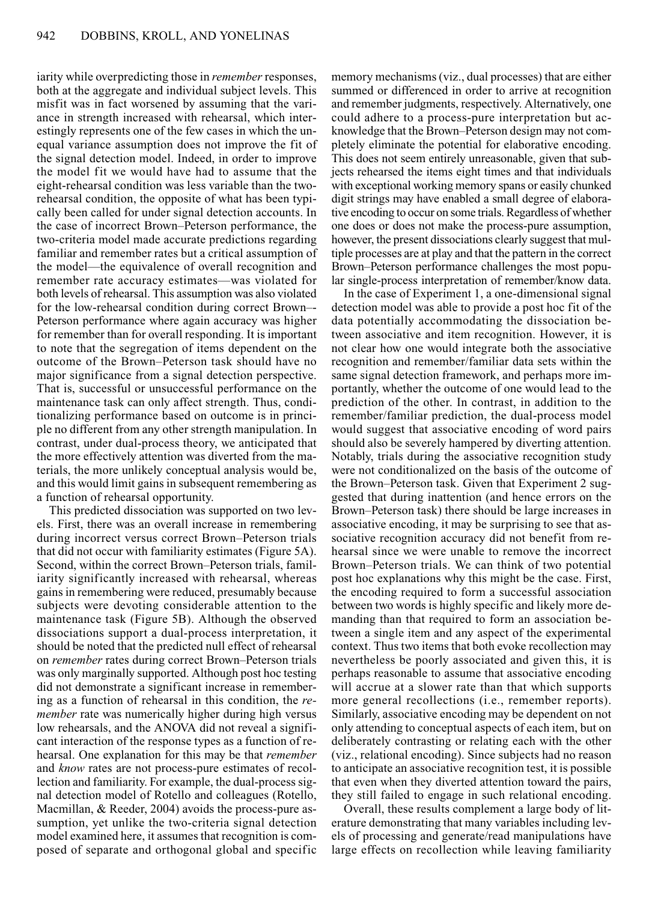iarity while overpredicting those in *remember* responses, both at the aggregate and individual subject levels. This misfit was in fact worsened by assuming that the variance in strength increased with rehearsal, which interestingly represents one of the few cases in which the unequal variance assumption does not improve the fit of the signal detection model. Indeed, in order to improve the model fit we would have had to assume that the eight-rehearsal condition was less variable than the two-rehearsal condition, the opposite of what has been typically been called for under signal detection accounts. In the case of incorrect Brown–Peterson performance, the two-criteria model made accurate predictions regarding familiar and remember rates but a critical assumption of the model—the equivalence of overall recognition and remember rate accuracy estimates—was violated for both levels of rehearsal. This assumption was also violated for the low-rehearsal condition during correct Brown–-Peterson performance where again accuracy was higher for remember than for overall responding. It is important to note that the segregation of items dependent on the outcome of the Brown–Peterson task should have no major significance from a signal detection perspective. That is, successful or unsuccessful performance on the maintenance task can only affect strength. Thus, conditionalizing performance based on outcome is in principle no different from any other strength manipulation. In contrast, under dual-process theory, we anticipated that the more effectively attention was diverted from the materials, the more unlikely conceptual analysis would be, and this would limit gains in subsequent remembering as a function of rehearsal opportunity.

This predicted dissociation was supported on two levels. First, there was an overall increase in remembering during incorrect versus correct Brown–Peterson trials that did not occur with familiarity estimates (Figure 5A). Second, within the correct Brown–Peterson trials, familiarity significantly increased with rehearsal, whereas gains in remembering were reduced, presumably because subjects were devoting considerable attention to the maintenance task (Figure 5B). Although the observed dissociations support a dual-process interpretation, it should be noted that the predicted null effect of rehearsal on *remember* rates during correct Brown–Peterson trials was only marginally supported. Although post hoc testing did not demonstrate a significant increase in remembering as a function of rehearsal in this condition, the *remember* rate was numerically higher during high versus low rehearsals, and the ANOVA did not reveal a significant interaction of the response types as a function of rehearsal. One explanation for this may be that *remember* and *know* rates are not process-pure estimates of recollection and familiarity. For example, the dual-process signal detection model of Rotello and colleagues (Rotello, Macmillan, & Reeder, 2004) avoids the process-pure assumption, yet unlike the two-criteria signal detection model examined here, it assumes that recognition is composed of separate and orthogonal global and specific memory mechanisms (viz., dual processes) that are either summed or differenced in order to arrive at recognition and remember judgments, respectively. Alternatively, one could adhere to a process-pure interpretation but acknowledge that the Brown–Peterson design may not completely eliminate the potential for elaborative encoding. This does not seem entirely unreasonable, given that subjects rehearsed the items eight times and that individuals with exceptional working memory spans or easily chunked digit strings may have enabled a small degree of elaborative encoding to occur on some trials. Regardless of whether one does or does not make the process-pure assumption, however, the present dissociations clearly suggest that multiple processes are at play and that the pattern in the correct Brown–Peterson performance challenges the most popular single-process interpretation of remember/know data.

In the case of Experiment 1, a one-dimensional signal detection model was able to provide a post hoc fit of the data potentially accommodating the dissociation between associative and item recognition. However, it is not clear how one would integrate both the associative recognition and remember/familiar data sets within the same signal detection framework, and perhaps more importantly, whether the outcome of one would lead to the prediction of the other. In contrast, in addition to the remember/familiar prediction, the dual-process model would suggest that associative encoding of word pairs should also be severely hampered by diverting attention. Notably, trials during the associative recognition study were not conditionalized on the basis of the outcome of the Brown–Peterson task. Given that Experiment 2 suggested that during inattention (and hence errors on the Brown–Peterson task) there should be large increases in associative encoding, it may be surprising to see that associative recognition accuracy did not benefit from rehearsal since we were unable to remove the incorrect Brown–Peterson trials. We can think of two potential post hoc explanations why this might be the case. First, the encoding required to form a successful association between two words is highly specific and likely more demanding than that required to form an association between a single item and any aspect of the experimental context. Thus two items that both evoke recollection may nevertheless be poorly associated and given this, it is perhaps reasonable to assume that associative encoding will accrue at a slower rate than that which supports more general recollections (i.e., remember reports). Similarly, associative encoding may be dependent on not only attending to conceptual aspects of each item, but on deliberately contrasting or relating each with the other (viz., relational encoding). Since subjects had no reason to anticipate an associative recognition test, it is possible that even when they diverted attention toward the pairs, they still failed to engage in such relational encoding.

Overall, these results complement a large body of literature demonstrating that many variables including levels of processing and generate/read manipulations have large effects on recollection while leaving familiarity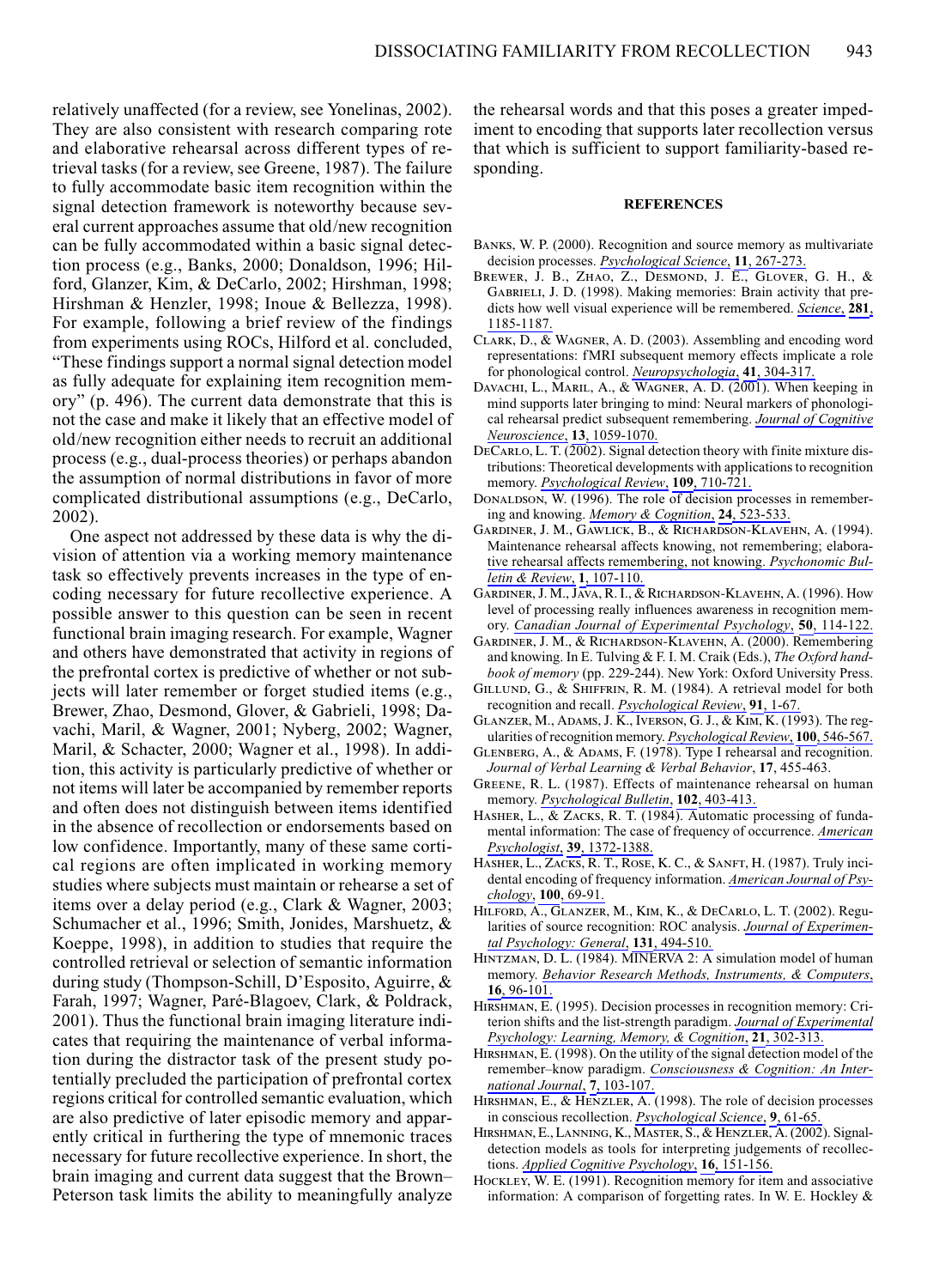relatively unaffected (for a review, see Yonelinas, 2002). They are also consistent with research comparing rote and elaborative rehearsal across different types of retrieval tasks (for a review, see Greene, 1987). The failure to fully accommodate basic item recognition within the signal detection framework is noteworthy because several current approaches assume that old/new recognition can be fully accommodated within a basic signal detection process (e.g., Banks, 2000; Donaldson, 1996; Hilford, Glanzer, Kim, & DeCarlo, 2002; Hirshman, 1998; Hirshman & Henzler, 1998; Inoue & Bellezza, 1998). For example, following a brief review of the findings from experiments using ROCs, Hilford et al. concluded, "These findings support a normal signal detection model as fully adequate for explaining item recognition memory" (p. 496). The current data demonstrate that this is not the case and make it likely that an effective model of old/new recognition either needs to recruit an additional process (e.g., dual-process theories) or perhaps abandon the assumption of normal distributions in favor of more complicated distributional assumptions (e.g., DeCarlo, 2002).

One aspect not addressed by these data is why the division of attention via a working memory maintenance task so effectively prevents increases in the type of encoding necessary for future recollective experience. A possible answer to this question can be seen in recent functional brain imaging research. For example, Wagner and others have demonstrated that activity in regions of the prefrontal cortex is predictive of whether or not subjects will later remember or forget studied items (e.g., Brewer, Zhao, Desmond, Glover, & Gabrieli, 1998; Davachi, Maril, & Wagner, 2001; Nyberg, 2002; Wagner, Maril, & Schacter, 2000; Wagner et al., 1998). In addition, this activity is particularly predictive of whether or not items will later be accompanied by remember reports and often does not distinguish between items identified in the absence of recollection or endorsements based on low confidence. Importantly, many of these same cortical regions are often implicated in working memory studies where subjects must maintain or rehearse a set of items over a delay period (e.g., Clark & Wagner, 2003; Schumacher et al., 1996; Smith, Jonides, Marshuetz, & Koeppe, 1998), in addition to studies that require the controlled retrieval or selection of semantic information during study (Thompson-Schill, D'Esposito, Aguirre, & Farah, 1997; Wagner, Paré-Blagoev, Clark, & Poldrack, 2001). Thus the functional brain imaging literature indicates that requiring the maintenance of verbal information during the distractor task of the present study potentially precluded the participation of prefrontal cortex regions critical for controlled semantic evaluation, which are also predictive of later episodic memory and apparently critical in furthering the type of mnemonic traces necessary for future recollective experience. In short, the brain imaging and current data suggest that the Brown–Peterson task limits the ability to meaningfully analyze the rehearsal words and that this poses a greater impediment to encoding that supports later recollection versus that which is sufficient to support familiarity-based responding.

## REFERENCES

Banks, W. P. (2000). Recognition and source memory as multivariate decision processes. *Psychological Science*, **11**, 267-273.

Brewer, J. B., Zhao, Z., Desmond, J. E., Glover, G. H., & Gabrieli, J. D. (1998). Making memories: Brain activity that predicts how well visual experience will be remembered. *Science*, **281**, 1185-1187.

Clark, D., & Wagner, A. D. (2003). Assembling and encoding word representations: fMRI subsequent memory effects implicate a role for phonological control. *Neuropsychologia*, **41**, 304-317.

Davachi, L., Maril, A., & Wagner, A. D. (2001). When keeping in mind supports later bringing to mind: Neural markers of phonological rehearsal predict subsequent remembering. *Journal of Cognitive Neuroscience*, **13**, 1059-1070.

DeCarlo, L. T. (2002). Signal detection theory with finite mixture distributions: Theoretical developments with applications to recognition memory. *Psychological Review*, **109**, 710-721.

Donaldson, W. (1996). The role of decision processes in remembering and knowing. *Memory & Cognition*, **24**, 523-533.

Gardiner, J. M., Gawlick, B., & Richardson-Klavehn, A. (1994). Maintenance rehearsal affects knowing, not remembering; elaborative rehearsal affects remembering, not knowing. *Psychonomic Bulletin & Review*, **1**, 107-110.

Gardiner, J. M., Java, R. I., & Richardson-Klavehn, A. (1996). How level of processing really influences awareness in recognition memory. *Canadian Journal of Experimental Psychology*, **50**, 114-122.

Gardiner, J. M., & Richardson-Klavehn, A. (2000). Remembering and knowing. In E. Tulving & F. I. M. Craik (Eds.), *The Oxford handbook of memory* (pp. 229-244). New York: Oxford University Press.

Gillund, G., & Shiffrin, R. M. (1984). A retrieval model for both recognition and recall. *Psychological Review*, **91**, 1-67.

Glanzer, M., Adams, J. K., Iverson, G. J., & Kim, K. (1993). The regularities of recognition memory. *Psychological Review*, **100**, 546-567.

Glenberg, A., & Adams, F. (1978). Type I rehearsal and recognition. *Journal of Verbal Learning & Verbal Behavior*, **17**, 455-463.

Greene, R. L. (1987). Effects of maintenance rehearsal on human memory. *Psychological Bulletin*, **102**, 403-413.

Hasher, L., & Zacks, R. T. (1984). Automatic processing of fundamental information: The case of frequency of occurrence. *American Psychologist*, **39**, 1372-1388.

Hasher, L., Zacks, R. T., Rose, K. C., & Sanft, H. (1987). Truly incidental encoding of frequency information. *American Journal of Psychology*, **100**, 69-91.

Hilford, A., Glanzer, M., Kim, K., & DeCarlo, L. T. (2002). Regularities of source recognition: ROC analysis. *Journal of Experimental Psychology: General*, **131**, 494-510.

Hintzman, D. L. (1984). MINERVA 2: A simulation model of human memory. *Behavior Research Methods, Instruments, & Computers*, **16**, 96-101.

Hirshman, E. (1995). Decision processes in recognition memory: Criterion shifts and the list-strength paradigm. *Journal of Experimental Psychology: Learning, Memory, & Cognition*, **21**, 302-313.

Hirshman, E. (1998). On the utility of the signal detection model of the remember–know paradigm. *Consciousness & Cognition: An International Journal*, **7**, 103-107.

Hirshman, E., & Henzler, A. (1998). The role of decision processes in conscious recollection. *Psychological Science*, **9**, 61-65.

Hirshman, E., Lanning, K., Master, S., & Henzler, A. (2002). Signal-detection models as tools for interpreting judgements of recollections. *Applied Cognitive Psychology*, **16**, 151-156.

Hockley, W. E. (1991). Recognition memory for item and associative information: A comparison of forgetting rates. In W. E. Hockley &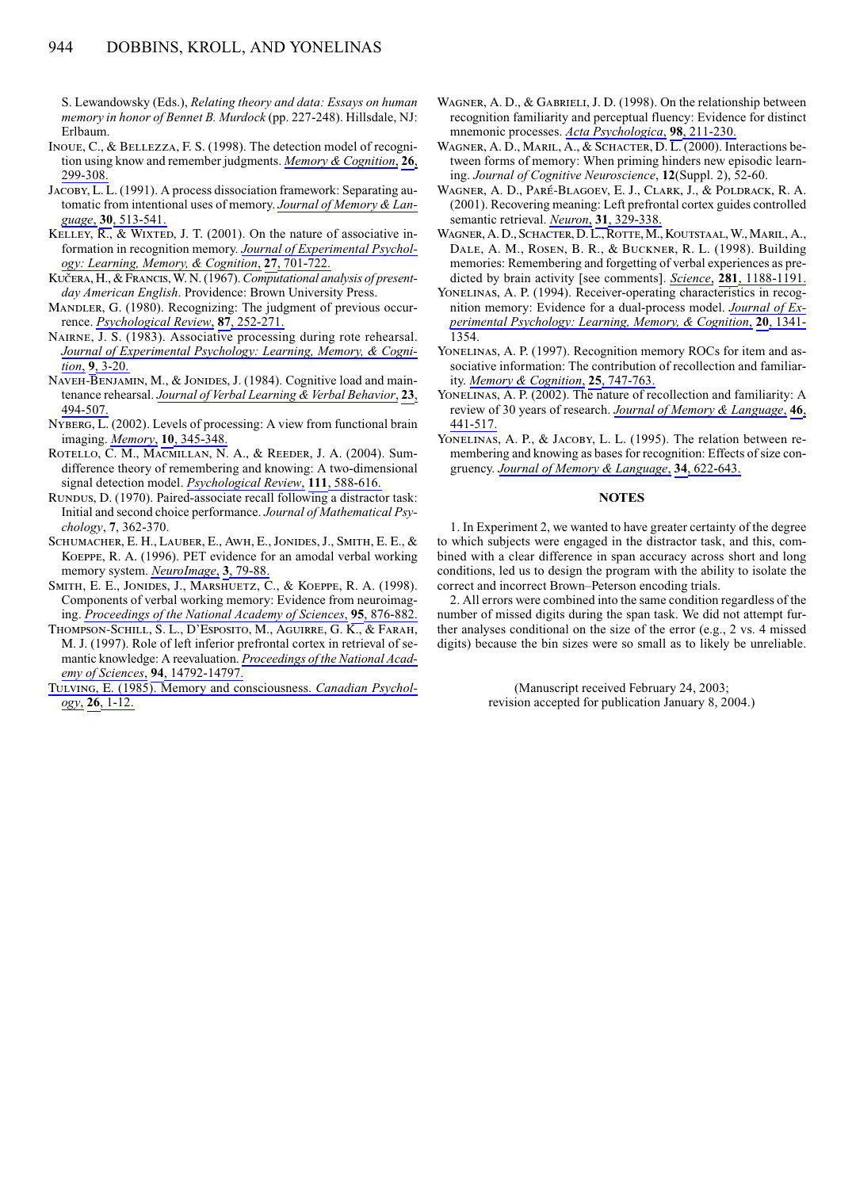S. Lewandowsky (Eds.), *Relating theory and data: Essays on human memory in honor of Bennet B. Murdock* (pp. 227-248). Hillsdale, NJ: Erlbaum.

Inoue, C., & Bellezza, F. S. (1998). The detection model of recognition using know and remember judgments. *Memory & Cognition*, **26**, 299-308.

Jacoby, L. L. (1991). A process dissociation framework: Separating automatic from intentional uses of memory. *Journal of Memory & Language*, **30**, 513-541.

Kelley, R., & Wixted, J. T. (2001). On the nature of associative information in recognition memory. *Journal of Experimental Psychology: Learning, Memory, & Cognition*, **27**, 701-722.

Kučera, H., & Francis, W. N. (1967). *Computational analysis of present-day American English*. Providence: Brown University Press.

Mandler, G. (1980). Recognizing: The judgment of previous occurrence. *Psychological Review*, **87**, 252-271.

Nairne, J. S. (1983). Associative processing during rote rehearsal. *Journal of Experimental Psychology: Learning, Memory, & Cognition*, **9**, 3-20.

Naveh-Benjamin, M., & Jonides, J. (1984). Cognitive load and maintenance rehearsal. *Journal of Verbal Learning & Verbal Behavior*, **23**, 494-507.

Nyberg, L. (2002). Levels of processing: A view from functional brain imaging. *Memory*, **10**, 345-348.

Rotello, C. M., Macmillan, N. A., & Reeder, J. A. (2004). Sum-difference theory of remembering and knowing: A two-dimensional signal detection model. *Psychological Review*, **111**, 588-616.

Rundus, D. (1970). Paired-associate recall following a distractor task: Initial and second choice performance. *Journal of Mathematical Psychology*, **7**, 362-370.

Schumacher, E. H., Lauber, E., Awh, E., Jonides, J., Smith, E. E., & Koeppe, R. A. (1996). PET evidence for an amodal verbal working memory system. *NeuroImage*, **3**, 79-88.

Smith, E. E., Jonides, J., Marshuetz, C., & Koeppe, R. A. (1998). Components of verbal working memory: Evidence from neuroimaging. *Proceedings of the National Academy of Sciences*, **95**, 876-882.

Thompson-Schill, S. L., D'Esposito, M., Aguirre, G. K., & Farah, M. J. (1997). Role of left inferior prefrontal cortex in retrieval of semantic knowledge: A reevaluation. *Proceedings of the National Academy of Sciences*, **94**, 14792-14797.

Tulving, E. (1985). Memory and consciousness. *Canadian Psychology*, **26**, 1-12.

Wagner, A. D., & Gabrieli, J. D. (1998). On the relationship between recognition familiarity and perceptual fluency: Evidence for distinct mnemonic processes. *Acta Psychologica*, **98**, 211-230.

Wagner, A. D., Maril, A., & Schacter, D. L. (2000). Interactions between forms of memory: When priming hinders new episodic learning. *Journal of Cognitive Neuroscience*, **12**(Suppl. 2), 52-60.

Wagner, A. D., Paré-Blagoev, E. J., Clark, J., & Poldrack, R. A. (2001). Recovering meaning: Left prefrontal cortex guides controlled semantic retrieval. *Neuron*, **31**, 329-338.

Wagner, A. D., Schacter, D. L., Rotte, M., Koutstaal, W., Maril, A., Dale, A. M., Rosen, B. R., & Buckner, R. L. (1998). Building memories: Remembering and forgetting of verbal experiences as predicted by brain activity [see comments]. *Science*, **281**, 1188-1191.

Yonelinas, A. P. (1994). Receiver-operating characteristics in recognition memory: Evidence for a dual-process model. *Journal of Experimental Psychology: Learning, Memory, & Cognition*, **20**, 1341-1354.

Yonelinas, A. P. (1997). Recognition memory ROCs for item and associative information: The contribution of recollection and familiarity. *Memory & Cognition*, **25**, 747-763.

Yonelinas, A. P. (2002). The nature of recollection and familiarity: A review of 30 years of research. *Journal of Memory & Language*, **46**, 441-517.

Yonelinas, A. P., & Jacoby, L. L. (1995). The relation between remembering and knowing as bases for recognition: Effects of size congruency. *Journal of Memory & Language*, **34**, 622-643.

## NOTES

1. In Experiment 2, we wanted to have greater certainty of the degree to which subjects were engaged in the distractor task, and this, combined with a clear difference in span accuracy across short and long conditions, led us to design the program with the ability to isolate the correct and incorrect Brown–Peterson encoding trials.

2. All errors were combined into the same condition regardless of the number of missed digits during the span task. We did not attempt further analyses conditional on the size of the error (e.g., 2 vs. 4 missed digits) because the bin sizes were so small as to likely be unreliable.

(Manuscript received February 24, 2003;
revision accepted for publication January 8, 2004.)